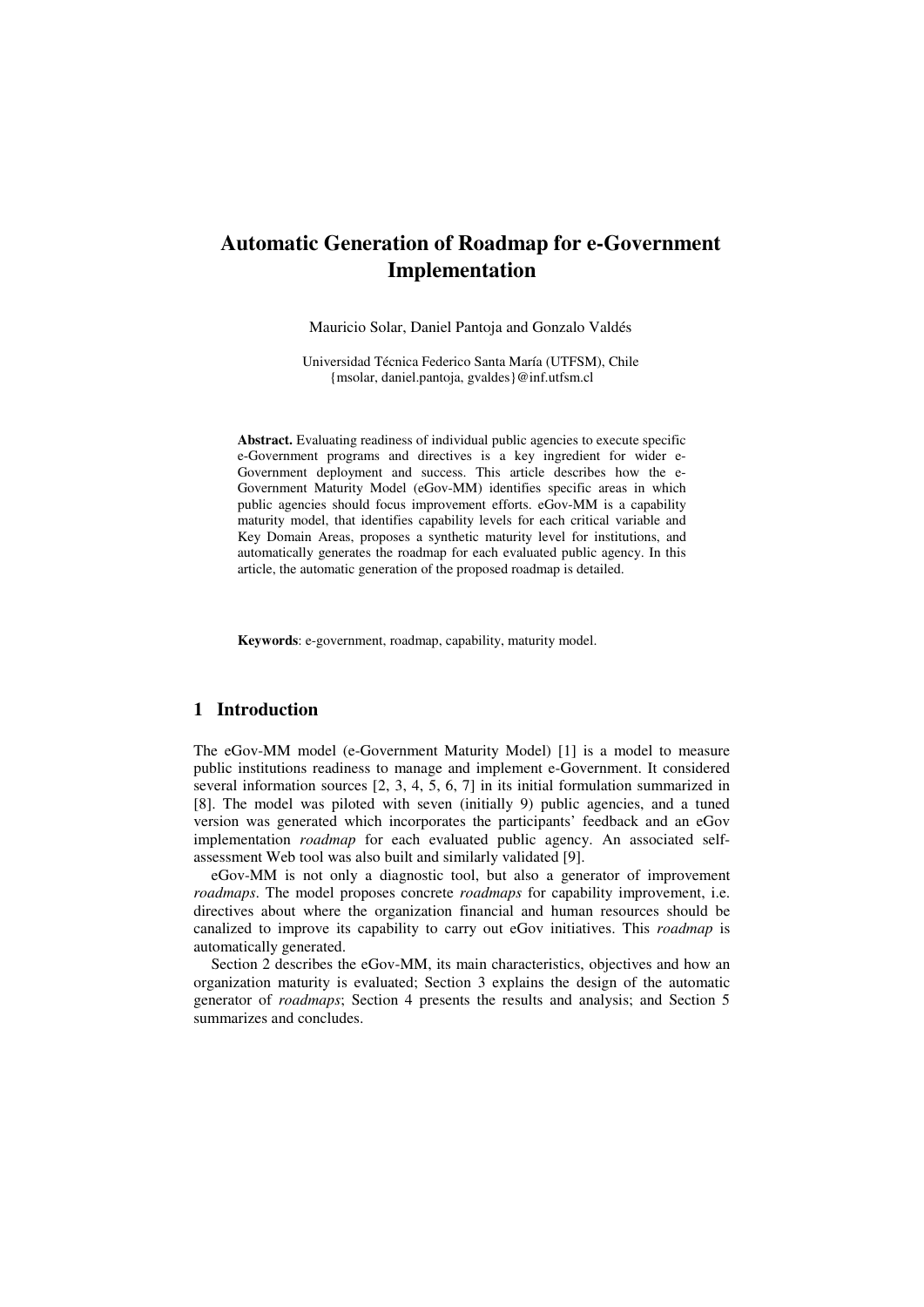# Automatic Generation of Roadmap for e-Government Implementation

Mauricio Solar, Daniel Pantoja and Gonzalo Valdés

Universidad Técnica Federico Santa María (UTFSM), Chile
{msolar, daniel.pantoja, gvaldes}@inf.utfsm.cl

**Abstract.** Evaluating readiness of individual public agencies to execute specific e-Government programs and directives is a key ingredient for wider e-Government deployment and success. This article describes how the e-Government Maturity Model (eGov-MM) identifies specific areas in which public agencies should focus improvement efforts. eGov-MM is a capability maturity model, that identifies capability levels for each critical variable and Key Domain Areas, proposes a synthetic maturity level for institutions, and automatically generates the roadmap for each evaluated public agency. In this article, the automatic generation of the proposed roadmap is detailed.

**Keywords**: e-government, roadmap, capability, maturity model.

## 1 Introduction

The eGov-MM model (e-Government Maturity Model) [1] is a model to measure public institutions readiness to manage and implement e-Government. It considered several information sources [2, 3, 4, 5, 6, 7] in its initial formulation summarized in [8]. The model was piloted with seven (initially 9) public agencies, and a tuned version was generated which incorporates the participants' feedback and an eGov implementation *roadmap* for each evaluated public agency. An associated self-assessment Web tool was also built and similarly validated [9].

eGov-MM is not only a diagnostic tool, but also a generator of improvement *roadmaps*. The model proposes concrete *roadmaps* for capability improvement, i.e. directives about where the organization financial and human resources should be canalized to improve its capability to carry out eGov initiatives. This *roadmap* is automatically generated.

Section 2 describes the eGov-MM, its main characteristics, objectives and how an organization maturity is evaluated; Section 3 explains the design of the automatic generator of *roadmaps*; Section 4 presents the results and analysis; and Section 5 summarizes and concludes.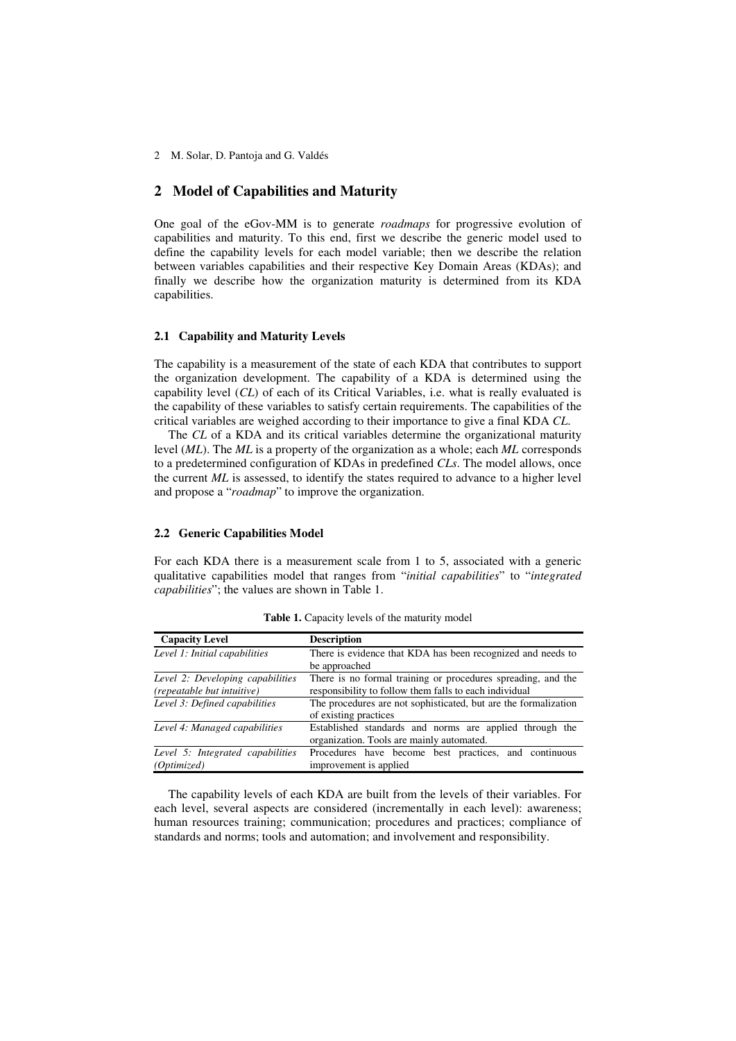## 2 Model of Capabilities and Maturity

One goal of the eGov-MM is to generate *roadmaps* for progressive evolution of capabilities and maturity. To this end, first we describe the generic model used to define the capability levels for each model variable; then we describe the relation between variables capabilities and their respective Key Domain Areas (KDAs); and finally we describe how the organization maturity is determined from its KDA capabilities.

### 2.1 Capability and Maturity Levels

The capability is a measurement of the state of each KDA that contributes to support the organization development. The capability of a KDA is determined using the capability level (*CL*) of each of its Critical Variables, i.e. what is really evaluated is the capability of these variables to satisfy certain requirements. The capabilities of the critical variables are weighed according to their importance to give a final KDA *CL*.

The *CL* of a KDA and its critical variables determine the organizational maturity level (*ML*). The *ML* is a property of the organization as a whole; each *ML* corresponds to a predetermined configuration of KDAs in predefined *CLs*. The model allows, once the current *ML* is assessed, to identify the states required to advance to a higher level and propose a "*roadmap*" to improve the organization.

### 2.2 Generic Capabilities Model

For each KDA there is a measurement scale from 1 to 5, associated with a generic qualitative capabilities model that ranges from "*initial capabilities*" to "*integrated capabilities*"; the values are shown in Table 1.

**Table 1.** Capacity levels of the maturity model

| Capacity Level | Description |
|---|---|
| *Level 1: Initial capabilities* | There is evidence that KDA has been recognized and needs to be approached |
| *Level 2: Developing capabilities (repeatable but intuitive)* | There is no formal training or procedures spreading, and the responsibility to follow them falls to each individual |
| *Level 3: Defined capabilities* | The procedures are not sophisticated, but are the formalization of existing practices |
| *Level 4: Managed capabilities* | Established standards and norms are applied through the organization. Tools are mainly automated. |
| *Level 5: Integrated capabilities (Optimized)* | Procedures have become best practices, and continuous improvement is applied |

The capability levels of each KDA are built from the levels of their variables. For each level, several aspects are considered (incrementally in each level): awareness; human resources training; communication; procedures and practices; compliance of standards and norms; tools and automation; and involvement and responsibility.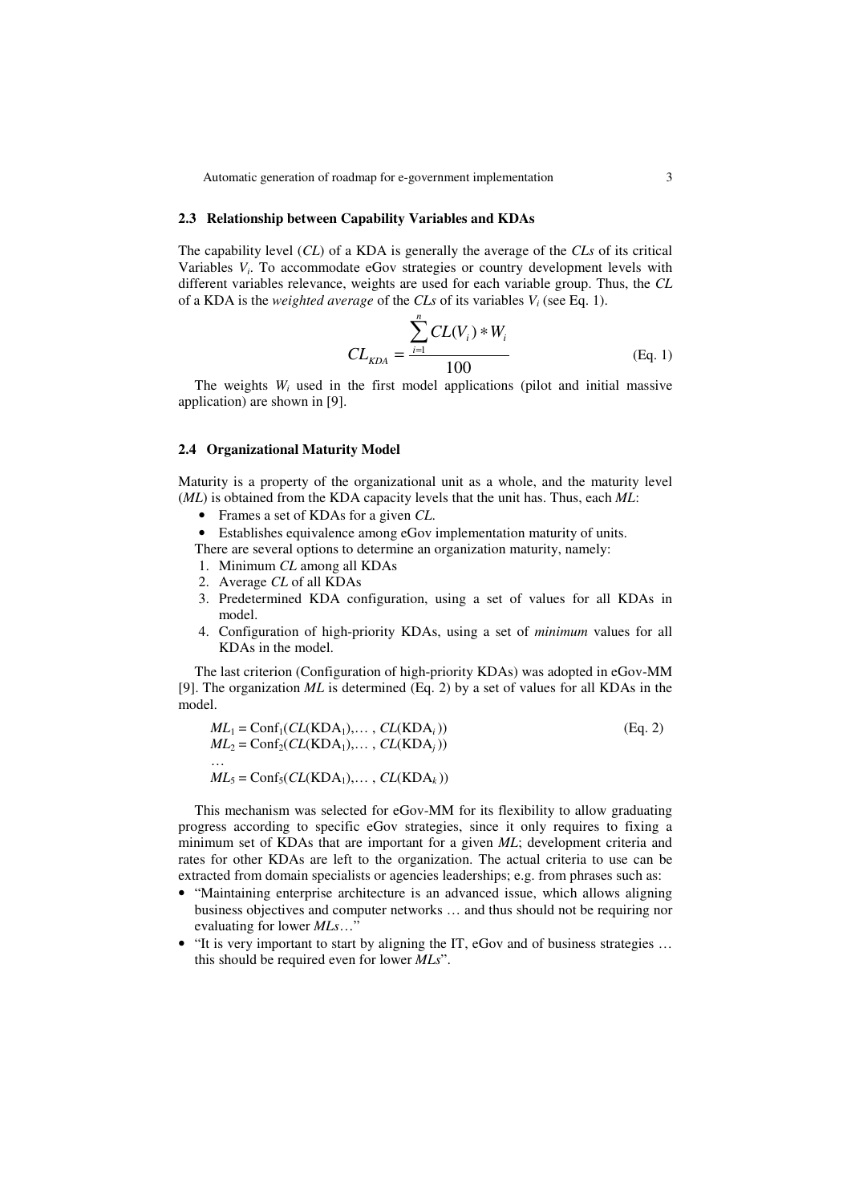### 2.3 Relationship between Capability Variables and KDAs

The capability level (*CL*) of a KDA is generally the average of the *CLs* of its critical Variables $V_i$. To accommodate eGov strategies or country development levels with different variables relevance, weights are used for each variable group. Thus, the *CL* of a KDA is the *weighted average* of the *CLs* of its variables $V_i$ (see Eq. 1).

$$CL_{KDA} = \frac{\sum_{i=1}^{n} CL(V_i) * W_i}{100} \qquad \text{(Eq. 1)}$$

The weights $W_i$ used in the first model applications (pilot and initial massive application) are shown in [9].

### 2.4 Organizational Maturity Model

Maturity is a property of the organizational unit as a whole, and the maturity level (*ML*) is obtained from the KDA capacity levels that the unit has. Thus, each *ML*:

- Frames a set of KDAs for a given *CL*.
- Establishes equivalence among eGov implementation maturity of units.

There are several options to determine an organization maturity, namely:

1. Minimum *CL* among all KDAs
2. Average *CL* of all KDAs
3. Predetermined KDA configuration, using a set of values for all KDAs in model.
4. Configuration of high-priority KDAs, using a set of *minimum* values for all KDAs in the model.

The last criterion (Configuration of high-priority KDAs) was adopted in eGov-MM [9]. The organization *ML* is determined (Eq. 2) by a set of values for all KDAs in the model.

$$\begin{aligned} ML_1 &= \mathrm{Conf}_1(CL(\mathrm{KDA}_1), \ldots, CL(\mathrm{KDA}_i)) \qquad \text{(Eq. 2)} \\ ML_2 &= \mathrm{Conf}_2(CL(\mathrm{KDA}_1), \ldots, CL(\mathrm{KDA}_j)) \\ &\ldots \\ ML_5 &= \mathrm{Conf}_5(CL(\mathrm{KDA}_1), \ldots, CL(\mathrm{KDA}_k)) \end{aligned}$$

This mechanism was selected for eGov-MM for its flexibility to allow graduating progress according to specific eGov strategies, since it only requires to fixing a minimum set of KDAs that are important for a given *ML*; development criteria and rates for other KDAs are left to the organization. The actual criteria to use can be extracted from domain specialists or agencies leaderships; e.g. from phrases such as:

- "Maintaining enterprise architecture is an advanced issue, which allows aligning business objectives and computer networks … and thus should not be requiring nor evaluating for lower *MLs*…"
- "It is very important to start by aligning the IT, eGov and of business strategies … this should be required even for lower *MLs*".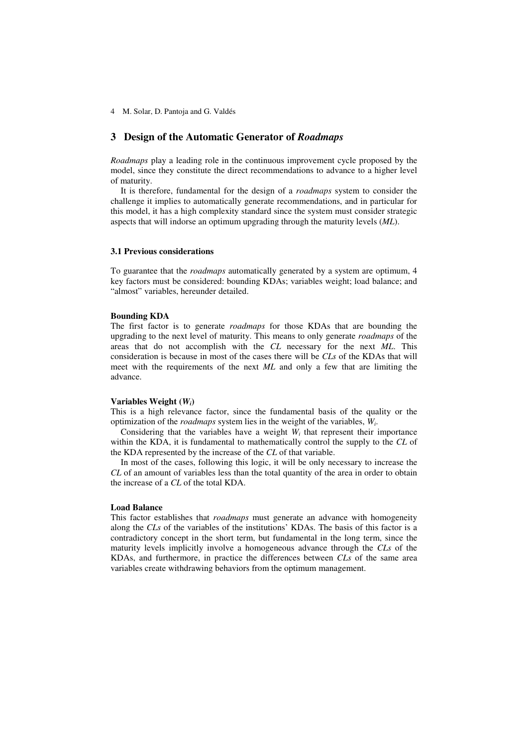## 3 Design of the Automatic Generator of *Roadmaps*

*Roadmaps* play a leading role in the continuous improvement cycle proposed by the model, since they constitute the direct recommendations to advance to a higher level of maturity.

It is therefore, fundamental for the design of a *roadmaps* system to consider the challenge it implies to automatically generate recommendations, and in particular for this model, it has a high complexity standard since the system must consider strategic aspects that will indorse an optimum upgrading through the maturity levels (*ML*).

### 3.1 Previous considerations

To guarantee that the *roadmaps* automatically generated by a system are optimum, 4 key factors must be considered: bounding KDAs; variables weight; load balance; and "almost" variables, hereunder detailed.

**Bounding KDA**

The first factor is to generate *roadmaps* for those KDAs that are bounding the upgrading to the next level of maturity. This means to only generate *roadmaps* of the areas that do not accomplish with the *CL* necessary for the next *ML*. This consideration is because in most of the cases there will be *CLs* of the KDAs that will meet with the requirements of the next *ML* and only a few that are limiting the advance.

**Variables Weight ($W_i$)**

This is a high relevance factor, since the fundamental basis of the quality or the optimization of the *roadmaps* system lies in the weight of the variables, $W_i$.

Considering that the variables have a weight $W_i$ that represent their importance within the KDA, it is fundamental to mathematically control the supply to the *CL* of the KDA represented by the increase of the *CL* of that variable.

In most of the cases, following this logic, it will be only necessary to increase the *CL* of an amount of variables less than the total quantity of the area in order to obtain the increase of a *CL* of the total KDA.

**Load Balance**

This factor establishes that *roadmaps* must generate an advance with homogeneity along the *CLs* of the variables of the institutions' KDAs. The basis of this factor is a contradictory concept in the short term, but fundamental in the long term, since the maturity levels implicitly involve a homogeneous advance through the *CLs* of the KDAs, and furthermore, in practice the differences between *CLs* of the same area variables create withdrawing behaviors from the optimum management.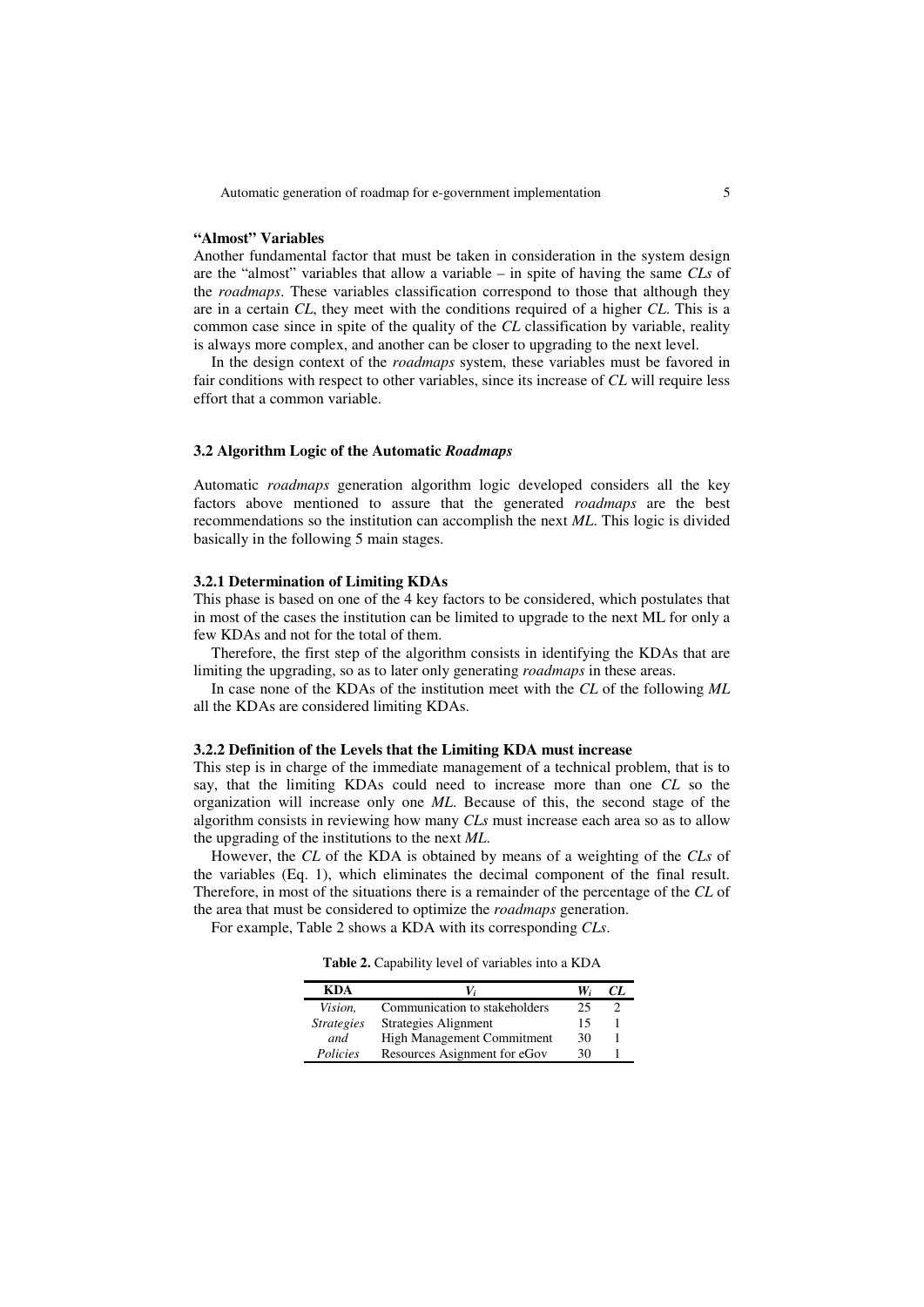**"Almost" Variables**

Another fundamental factor that must be taken in consideration in the system design are the "almost" variables that allow a variable – in spite of having the same *CLs* of the *roadmaps*. These variables classification correspond to those that although they are in a certain *CL*, they meet with the conditions required of a higher *CL*. This is a common case since in spite of the quality of the *CL* classification by variable, reality is always more complex, and another can be closer to upgrading to the next level.

In the design context of the *roadmaps* system, these variables must be favored in fair conditions with respect to other variables, since its increase of *CL* will require less effort that a common variable.

### 3.2 Algorithm Logic of the Automatic *Roadmaps*

Automatic *roadmaps* generation algorithm logic developed considers all the key factors above mentioned to assure that the generated *roadmaps* are the best recommendations so the institution can accomplish the next *ML*. This logic is divided basically in the following 5 main stages.

#### 3.2.1 Determination of Limiting KDAs

This phase is based on one of the 4 key factors to be considered, which postulates that in most of the cases the institution can be limited to upgrade to the next ML for only a few KDAs and not for the total of them.

Therefore, the first step of the algorithm consists in identifying the KDAs that are limiting the upgrading, so as to later only generating *roadmaps* in these areas.

In case none of the KDAs of the institution meet with the *CL* of the following *ML* all the KDAs are considered limiting KDAs.

#### 3.2.2 Definition of the Levels that the Limiting KDA must increase

This step is in charge of the immediate management of a technical problem, that is to say, that the limiting KDAs could need to increase more than one *CL* so the organization will increase only one *ML*. Because of this, the second stage of the algorithm consists in reviewing how many *CLs* must increase each area so as to allow the upgrading of the institutions to the next *ML*.

However, the *CL* of the KDA is obtained by means of a weighting of the *CLs* of the variables (Eq. 1), which eliminates the decimal component of the final result. Therefore, in most of the situations there is a remainder of the percentage of the *CL* of the area that must be considered to optimize the *roadmaps* generation.

For example, Table 2 shows a KDA with its corresponding *CLs*.

**Table 2.** Capability level of variables into a KDA

| KDA | $V_i$ | $W_i$ | $CL$ |
|---|---|---|---|
| *Vision,* | Communication to stakeholders | 25 | 2 |
| *Strategies* | Strategies Alignment | 15 | 1 |
| *and* | High Management Commitment | 30 | 1 |
| *Policies* | Resources Asignment for eGov | 30 | 1 |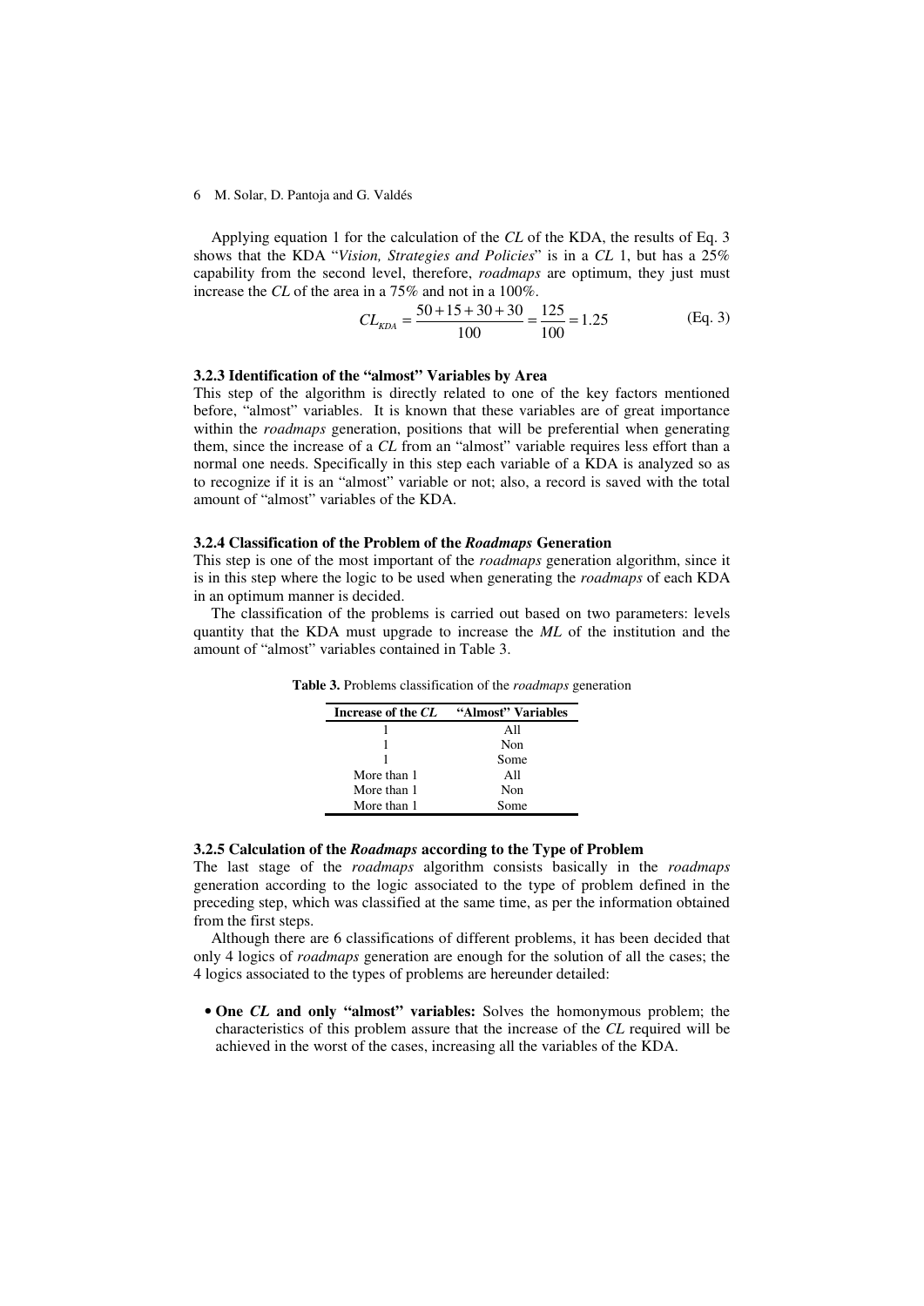Applying equation 1 for the calculation of the $CL$ of the KDA, the results of Eq. 3 shows that the KDA "*Vision, Strategies and Policies*" is in a $CL$ 1, but has a 25% capability from the second level, therefore, *roadmaps* are optimum, they just must increase the $CL$ of the area in a 75% and not in a 100%.

$$CL_{KDA} = \frac{50+15+30+30}{100} = \frac{125}{100} = 1.25 \qquad \text{(Eq. 3)}$$

#### 3.2.3 Identification of the "almost" Variables by Area

This step of the algorithm is directly related to one of the key factors mentioned before, "almost" variables. It is known that these variables are of great importance within the *roadmaps* generation, positions that will be preferential when generating them, since the increase of a $CL$ from an "almost" variable requires less effort than a normal one needs. Specifically in this step each variable of a KDA is analyzed so as to recognize if it is an "almost" variable or not; also, a record is saved with the total amount of "almost" variables of the KDA.

#### 3.2.4 Classification of the Problem of the *Roadmaps* Generation

This step is one of the most important of the *roadmaps* generation algorithm, since it is in this step where the logic to be used when generating the *roadmaps* of each KDA in an optimum manner is decided.

The classification of the problems is carried out based on two parameters: levels quantity that the KDA must upgrade to increase the $ML$ of the institution and the amount of "almost" variables contained in Table 3.

**Table 3.** Problems classification of the *roadmaps* generation

| Increase of the $CL$ | "Almost" Variables |
|---|---|
| 1 | All |
| 1 | Non |
| 1 | Some |
| More than 1 | All |
| More than 1 | Non |
| More than 1 | Some |

#### 3.2.5 Calculation of the *Roadmaps* according to the Type of Problem

The last stage of the *roadmaps* algorithm consists basically in the *roadmaps* generation according to the logic associated to the type of problem defined in the preceding step, which was classified at the same time, as per the information obtained from the first steps.

Although there are 6 classifications of different problems, it has been decided that only 4 logics of *roadmaps* generation are enough for the solution of all the cases; the 4 logics associated to the types of problems are hereunder detailed:

- **One $CL$ and only "almost" variables:** Solves the homonymous problem; the characteristics of this problem assure that the increase of the $CL$ required will be achieved in the worst of the cases, increasing all the variables of the KDA.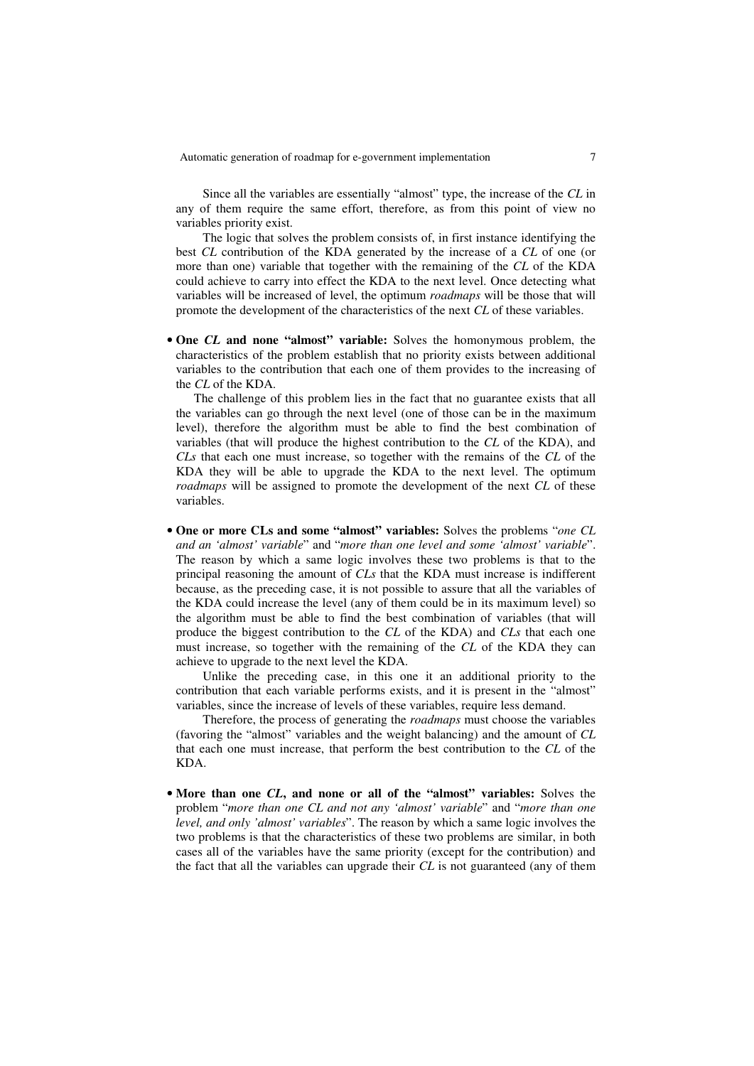Since all the variables are essentially "almost" type, the increase of the *CL* in any of them require the same effort, therefore, as from this point of view no variables priority exist.

The logic that solves the problem consists of, in first instance identifying the best *CL* contribution of the KDA generated by the increase of a *CL* of one (or more than one) variable that together with the remaining of the *CL* of the KDA could achieve to carry into effect the KDA to the next level. Once detecting what variables will be increased of level, the optimum *roadmaps* will be those that will promote the development of the characteristics of the next *CL* of these variables.

- **One *CL* and none "almost" variable:** Solves the homonymous problem, the characteristics of the problem establish that no priority exists between additional variables to the contribution that each one of them provides to the increasing of the *CL* of the KDA.

  The challenge of this problem lies in the fact that no guarantee exists that all the variables can go through the next level (one of those can be in the maximum level), therefore the algorithm must be able to find the best combination of variables (that will produce the highest contribution to the *CL* of the KDA), and *CLs* that each one must increase, so together with the remains of the *CL* of the KDA they will be able to upgrade the KDA to the next level. The optimum *roadmaps* will be assigned to promote the development of the next *CL* of these variables.

- **One or more CLs and some "almost" variables:** Solves the problems "*one CL and an 'almost' variable*" and "*more than one level and some 'almost' variable*". The reason by which a same logic involves these two problems is that to the principal reasoning the amount of *CLs* that the KDA must increase is indifferent because, as the preceding case, it is not possible to assure that all the variables of the KDA could increase the level (any of them could be in its maximum level) so the algorithm must be able to find the best combination of variables (that will produce the biggest contribution to the *CL* of the KDA) and *CLs* that each one must increase, so together with the remaining of the *CL* of the KDA they can achieve to upgrade to the next level the KDA.

  Unlike the preceding case, in this one it an additional priority to the contribution that each variable performs exists, and it is present in the "almost" variables, since the increase of levels of these variables, require less demand.

  Therefore, the process of generating the *roadmaps* must choose the variables (favoring the "almost" variables and the weight balancing) and the amount of *CL* that each one must increase, that perform the best contribution to the *CL* of the KDA.

- **More than one *CL*, and none or all of the "almost" variables:** Solves the problem "*more than one CL and not any 'almost' variable*" and "*more than one level, and only 'almost' variables*". The reason by which a same logic involves the two problems is that the characteristics of these two problems are similar, in both cases all of the variables have the same priority (except for the contribution) and the fact that all the variables can upgrade their *CL* is not guaranteed (any of them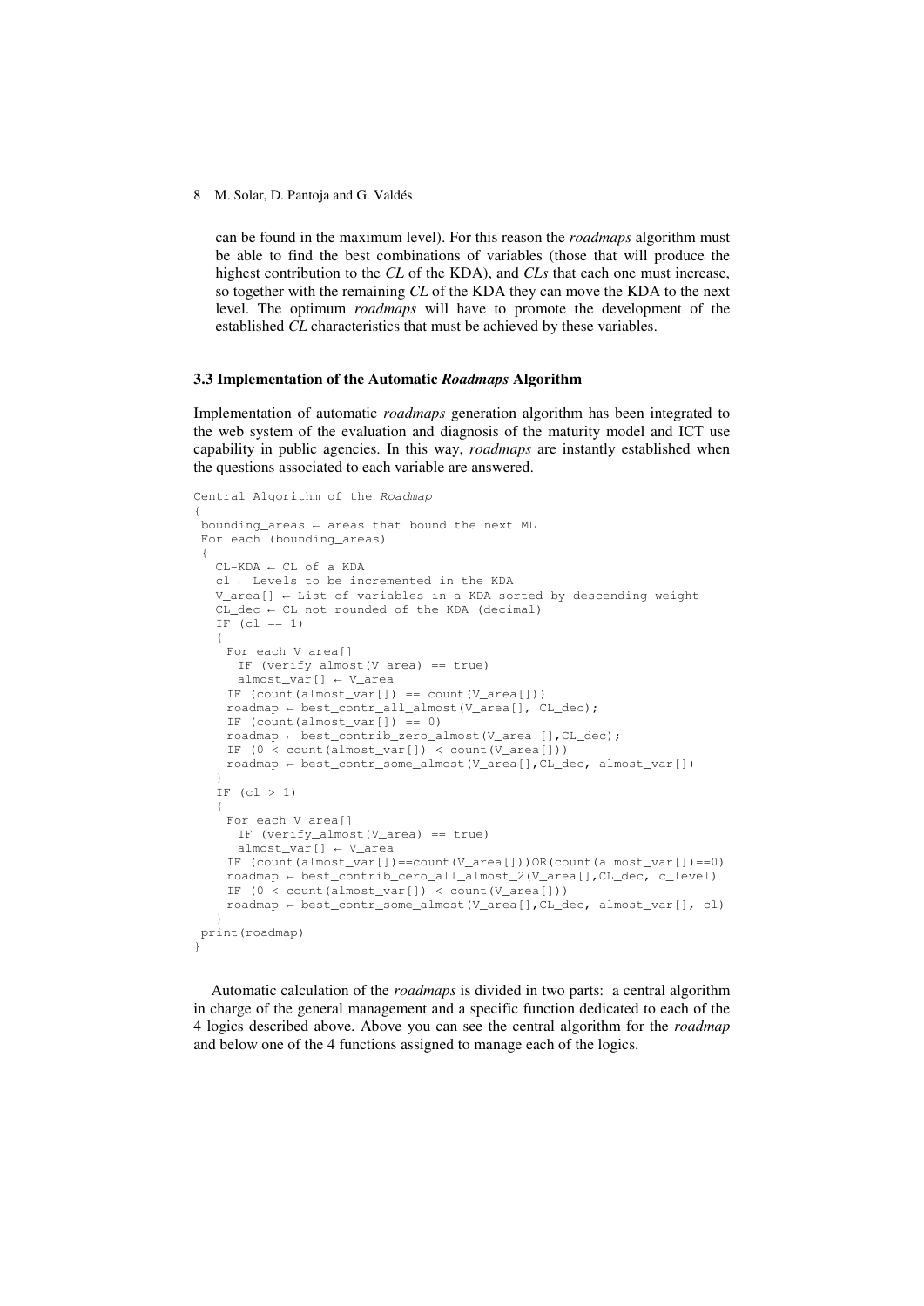can be found in the maximum level). For this reason the *roadmaps* algorithm must be able to find the best combinations of variables (those that will produce the highest contribution to the *CL* of the KDA), and *CLs* that each one must increase, so together with the remaining *CL* of the KDA they can move the KDA to the next level. The optimum *roadmaps* will have to promote the development of the established *CL* characteristics that must be achieved by these variables.

### 3.3 Implementation of the Automatic *Roadmaps* Algorithm

Implementation of automatic *roadmaps* generation algorithm has been integrated to the web system of the evaluation and diagnosis of the maturity model and ICT use capability in public agencies. In this way, *roadmaps* are instantly established when the questions associated to each variable are answered.

```
Central Algorithm of the Roadmap
{
 bounding_areas ← areas that bound the next ML
 For each (bounding_areas)
 {
   CL-KDA ← CL of a KDA
   cl ← Levels to be incremented in the KDA
   V_area[] ← List of variables in a KDA sorted by descending weight
   CL_dec ← CL not rounded of the KDA (decimal)
   IF (cl == 1)
   {
    For each V_area[]
      IF (verify_almost(V_area) == true)
      almost_var[] ← V_area
    IF (count(almost_var[]) == count(V_area[]))
    roadmap ← best_contr_all_almost(V_area[], CL_dec);
    IF (count(almost_var[]) == 0)
    roadmap ← best_contrib_zero_almost(V_area [],CL_dec);
    IF (0 < count(almost_var[]) < count(V_area[]))
    roadmap ← best_contr_some_almost(V_area[],CL_dec, almost_var[])
   }
   IF (cl > 1)
   {
    For each V_area[]
      IF (verify_almost(V_area) == true)
      almost_var[] ← V_area
    IF (count(almost_var[])==count(V_area[]))OR(count(almost_var[])==0)
    roadmap ← best_contrib_cero_all_almost_2(V_area[],CL_dec, c_level)
    IF (0 < count(almost_var[]) < count(V_area[]))
    roadmap ← best_contr_some_almost(V_area[],CL_dec, almost_var[], cl)
   }
 print(roadmap)
}
```

Automatic calculation of the *roadmaps* is divided in two parts: a central algorithm in charge of the general management and a specific function dedicated to each of the 4 logics described above. Above you can see the central algorithm for the *roadmap* and below one of the 4 functions assigned to manage each of the logics.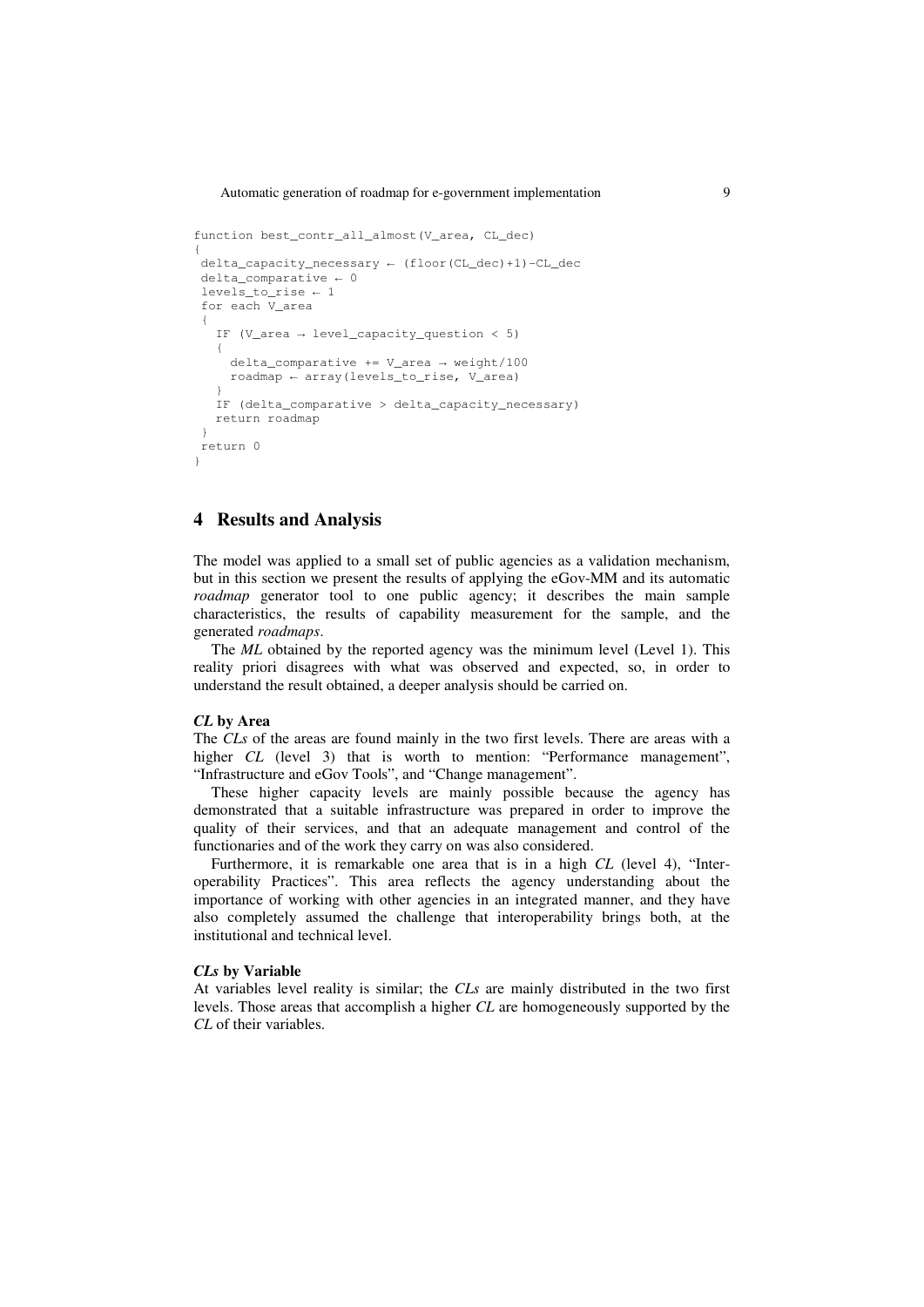```
function best_contr_all_almost(V_area, CL_dec)
{
 delta_capacity_necessary ← (floor(CL_dec)+1)-CL_dec
 delta_comparative ← 0
 levels_to_rise ← 1
 for each V_area
 {
   IF (V_area → level_capacity_question < 5)
   {
     delta_comparative += V_area → weight/100
     roadmap ← array(levels_to_rise, V_area)
   }
   IF (delta_comparative > delta_capacity_necessary)
   return roadmap
 }
 return 0
}
```

## 4 Results and Analysis

The model was applied to a small set of public agencies as a validation mechanism, but in this section we present the results of applying the eGov-MM and its automatic *roadmap* generator tool to one public agency; it describes the main sample characteristics, the results of capability measurement for the sample, and the generated *roadmaps*.

The *ML* obtained by the reported agency was the minimum level (Level 1). This reality priori disagrees with what was observed and expected, so, in order to understand the result obtained, a deeper analysis should be carried on.

### *CL* by Area

The *CLs* of the areas are found mainly in the two first levels. There are areas with a higher *CL* (level 3) that is worth to mention: "Performance management", "Infrastructure and eGov Tools", and "Change management".

These higher capacity levels are mainly possible because the agency has demonstrated that a suitable infrastructure was prepared in order to improve the quality of their services, and that an adequate management and control of the functionaries and of the work they carry on was also considered.

Furthermore, it is remarkable one area that is in a high *CL* (level 4), "Inter-operability Practices". This area reflects the agency understanding about the importance of working with other agencies in an integrated manner, and they have also completely assumed the challenge that interoperability brings both, at the institutional and technical level.

### *CLs* by Variable

At variables level reality is similar; the *CLs* are mainly distributed in the two first levels. Those areas that accomplish a higher *CL* are homogeneously supported by the *CL* of their variables.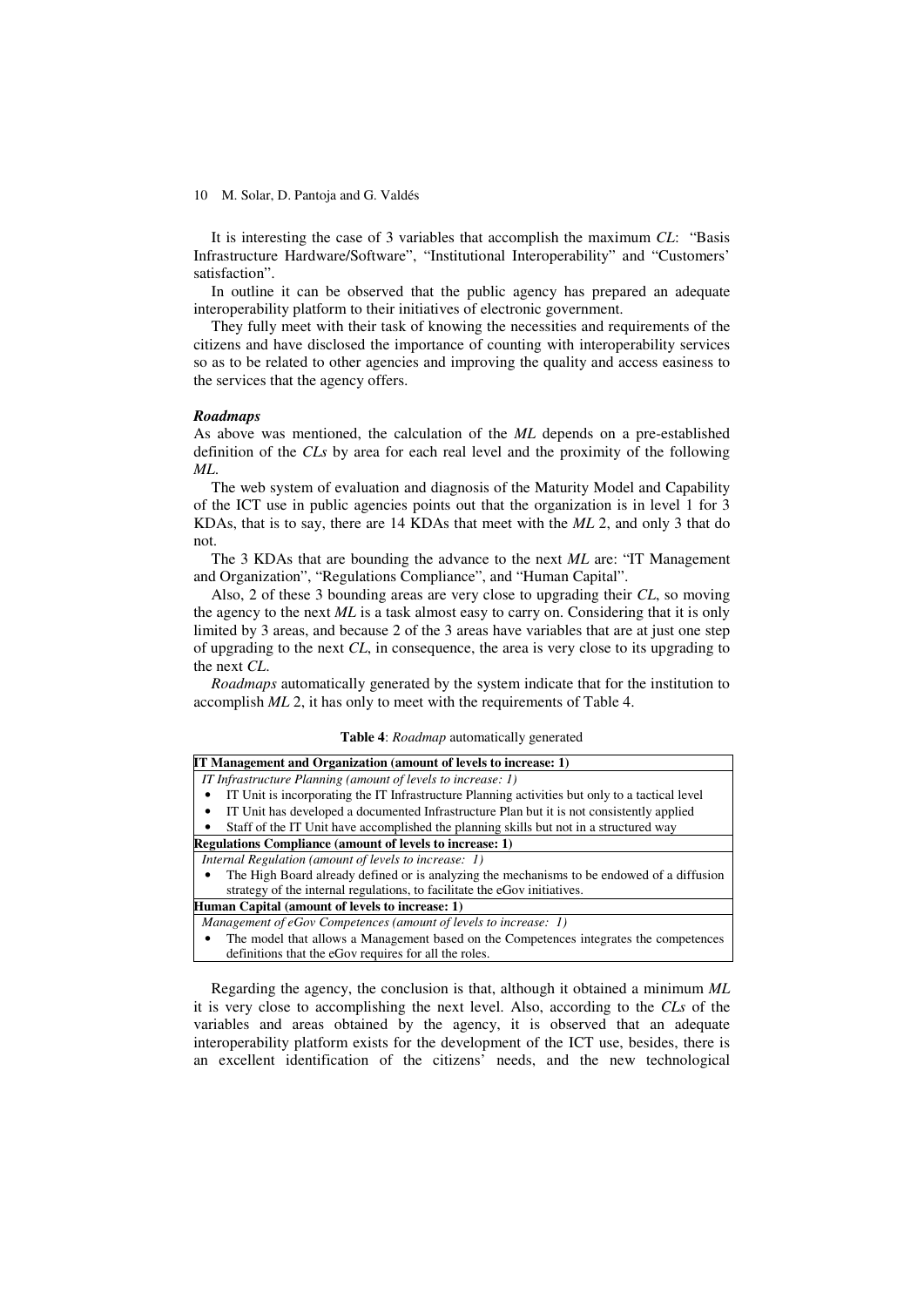It is interesting the case of 3 variables that accomplish the maximum *CL*: "Basis Infrastructure Hardware/Software", "Institutional Interoperability" and "Customers' satisfaction".

In outline it can be observed that the public agency has prepared an adequate interoperability platform to their initiatives of electronic government.

They fully meet with their task of knowing the necessities and requirements of the citizens and have disclosed the importance of counting with interoperability services so as to be related to other agencies and improving the quality and access easiness to the services that the agency offers.

***Roadmaps***

As above was mentioned, the calculation of the *ML* depends on a pre-established definition of the *CLs* by area for each real level and the proximity of the following *ML*.

The web system of evaluation and diagnosis of the Maturity Model and Capability of the ICT use in public agencies points out that the organization is in level 1 for 3 KDAs, that is to say, there are 14 KDAs that meet with the *ML* 2, and only 3 that do not.

The 3 KDAs that are bounding the advance to the next *ML* are: "IT Management and Organization", "Regulations Compliance", and "Human Capital".

Also, 2 of these 3 bounding areas are very close to upgrading their *CL*, so moving the agency to the next *ML* is a task almost easy to carry on. Considering that it is only limited by 3 areas, and because 2 of the 3 areas have variables that are at just one step of upgrading to the next *CL*, in consequence, the area is very close to its upgrading to the next *CL*.

*Roadmaps* automatically generated by the system indicate that for the institution to accomplish *ML* 2, it has only to meet with the requirements of Table 4.

**Table 4**: *Roadmap* automatically generated

| **IT Management and Organization (amount of levels to increase: 1)** |
|---|
| *IT Infrastructure Planning (amount of levels to increase: 1)* |
| • IT Unit is incorporating the IT Infrastructure Planning activities but only to a tactical level |
| • IT Unit has developed a documented Infrastructure Plan but it is not consistently applied |
| • Staff of the IT Unit have accomplished the planning skills but not in a structured way |
| **Regulations Compliance (amount of levels to increase: 1)** |
| *Internal Regulation (amount of levels to increase: 1)* |
| • The High Board already defined or is analyzing the mechanisms to be endowed of a diffusion strategy of the internal regulations, to facilitate the eGov initiatives. |
| **Human Capital (amount of levels to increase: 1)** |
| *Management of eGov Competences (amount of levels to increase: 1)* |
| • The model that allows a Management based on the Competences integrates the competences definitions that the eGov requires for all the roles. |

Regarding the agency, the conclusion is that, although it obtained a minimum *ML* it is very close to accomplishing the next level. Also, according to the *CLs* of the variables and areas obtained by the agency, it is observed that an adequate interoperability platform exists for the development of the ICT use, besides, there is an excellent identification of the citizens' needs, and the new technological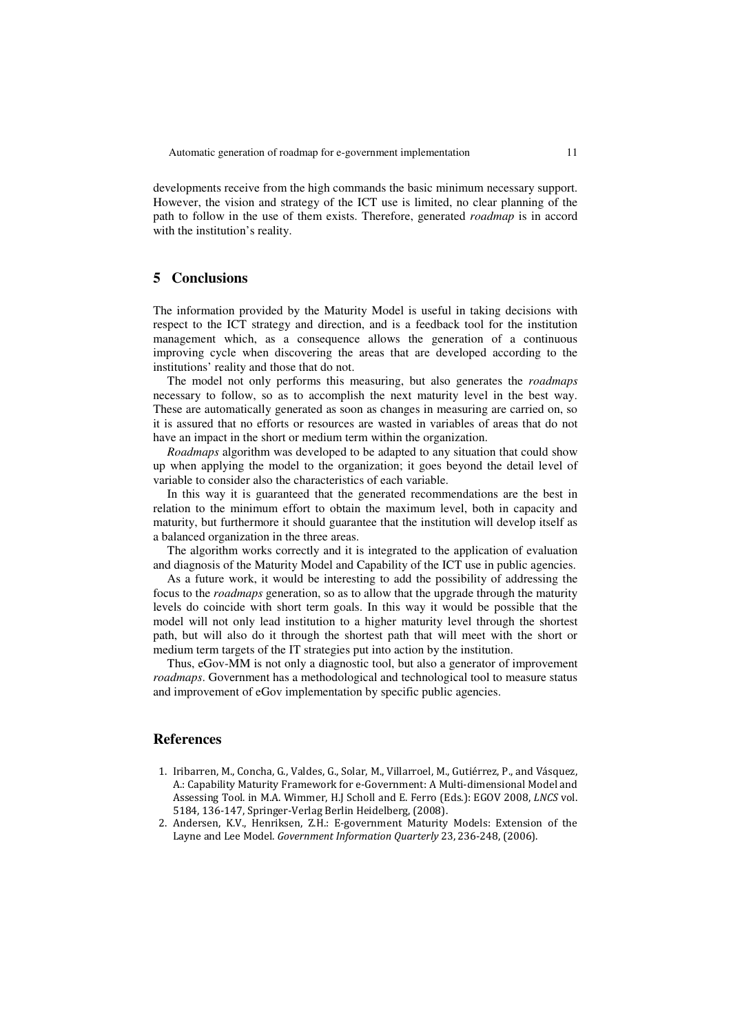developments receive from the high commands the basic minimum necessary support. However, the vision and strategy of the ICT use is limited, no clear planning of the path to follow in the use of them exists. Therefore, generated *roadmap* is in accord with the institution's reality.

## 5 Conclusions

The information provided by the Maturity Model is useful in taking decisions with respect to the ICT strategy and direction, and is a feedback tool for the institution management which, as a consequence allows the generation of a continuous improving cycle when discovering the areas that are developed according to the institutions' reality and those that do not.

The model not only performs this measuring, but also generates the *roadmaps* necessary to follow, so as to accomplish the next maturity level in the best way. These are automatically generated as soon as changes in measuring are carried on, so it is assured that no efforts or resources are wasted in variables of areas that do not have an impact in the short or medium term within the organization.

*Roadmaps* algorithm was developed to be adapted to any situation that could show up when applying the model to the organization; it goes beyond the detail level of variable to consider also the characteristics of each variable.

In this way it is guaranteed that the generated recommendations are the best in relation to the minimum effort to obtain the maximum level, both in capacity and maturity, but furthermore it should guarantee that the institution will develop itself as a balanced organization in the three areas.

The algorithm works correctly and it is integrated to the application of evaluation and diagnosis of the Maturity Model and Capability of the ICT use in public agencies.

As a future work, it would be interesting to add the possibility of addressing the focus to the *roadmaps* generation, so as to allow that the upgrade through the maturity levels do coincide with short term goals. In this way it would be possible that the model will not only lead institution to a higher maturity level through the shortest path, but will also do it through the shortest path that will meet with the short or medium term targets of the IT strategies put into action by the institution.

Thus, eGov-MM is not only a diagnostic tool, but also a generator of improvement *roadmaps*. Government has a methodological and technological tool to measure status and improvement of eGov implementation by specific public agencies.

## References

1. Iribarren, M., Concha, G., Valdes, G., Solar, M., Villarroel, M., Gutiérrez, P., and Vásquez, A.: Capability Maturity Framework for e-Government: A Multi-dimensional Model and Assessing Tool. in M.A. Wimmer, H.J Scholl and E. Ferro (Eds.): EGOV 2008, *LNCS* vol. 5184, 136-147, Springer-Verlag Berlin Heidelberg, (2008).
2. Andersen, K.V., Henriksen, Z.H.: E-government Maturity Models: Extension of the Layne and Lee Model. *Government Information Quarterly* 23, 236-248, (2006).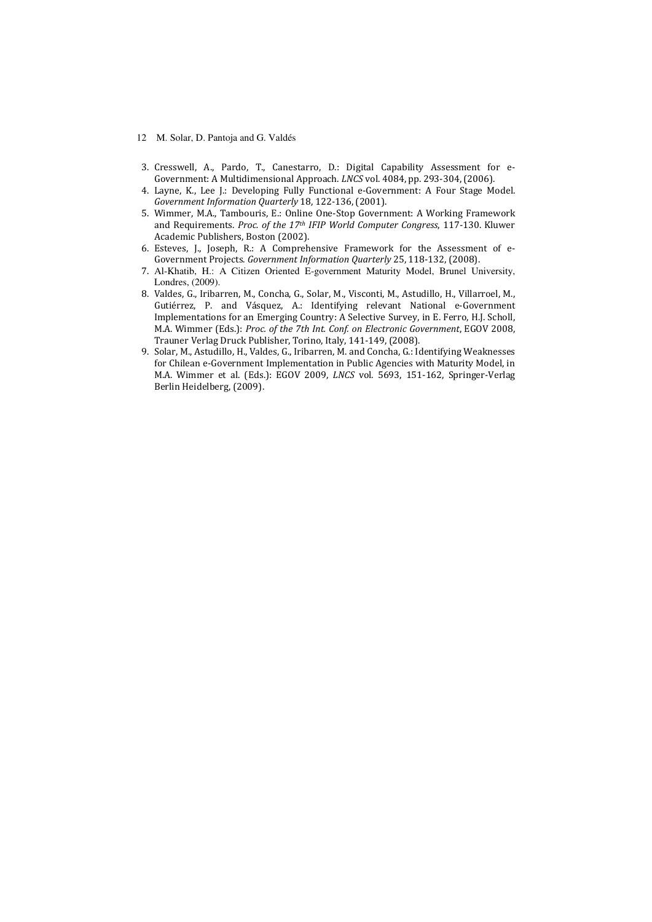3. Cresswell, A., Pardo, T., Canestarro, D.: Digital Capability Assessment for e-Government: A Multidimensional Approach. *LNCS* vol. 4084, pp. 293-304, (2006).
4. Layne, K., Lee J.: Developing Fully Functional e-Government: A Four Stage Model. *Government Information Quarterly* 18, 122-136, (2001).
5. Wimmer, M.A., Tambouris, E.: Online One-Stop Government: A Working Framework and Requirements. *Proc. of the 17th IFIP World Computer Congress*, 117-130. Kluwer Academic Publishers, Boston (2002).
6. Esteves, J., Joseph, R.: A Comprehensive Framework for the Assessment of e-Government Projects. *Government Information Quarterly* 25, 118-132, (2008).
7. Al-Khatib, H.: A Citizen Oriented E-government Maturity Model, Brunel University, Londres, (2009).
8. Valdes, G., Iribarren, M., Concha, G., Solar, M., Visconti, M., Astudillo, H., Villarroel, M., Gutiérrez, P. and Vásquez, A.: Identifying relevant National e-Government Implementations for an Emerging Country: A Selective Survey, in E. Ferro, H.J. Scholl, M.A. Wimmer (Eds.): *Proc. of the 7th Int. Conf. on Electronic Government*, EGOV 2008, Trauner Verlag Druck Publisher, Torino, Italy, 141-149, (2008).
9. Solar, M., Astudillo, H., Valdes, G., Iribarren, M. and Concha, G.: Identifying Weaknesses for Chilean e-Government Implementation in Public Agencies with Maturity Model, in M.A. Wimmer et al. (Eds.): EGOV 2009, *LNCS* vol. 5693, 151-162, Springer-Verlag Berlin Heidelberg, (2009).